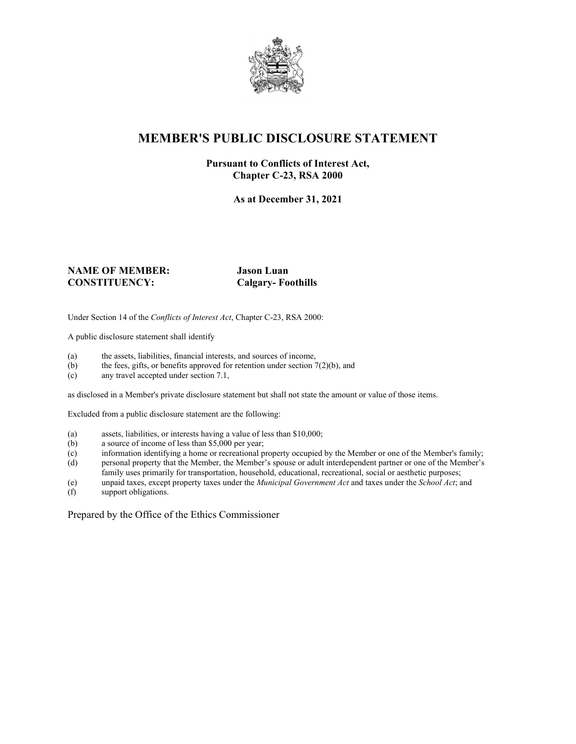# MEMBER'S PUBLIC DISCLOSURE STATEMENT

**Pursuant to Conflicts of Interest Act,**
**Chapter C-23, RSA 2000**

**As at December 31, 2021**

**NAME OF MEMBER:** **Jason Luan**
**CONSTITUENCY:** **Calgary- Foothills**

Under Section 14 of the *Conflicts of Interest Act*, Chapter C-23, RSA 2000:

A public disclosure statement shall identify

(a) the assets, liabilities, financial interests, and sources of income,
(b) the fees, gifts, or benefits approved for retention under section 7(2)(b), and
(c) any travel accepted under section 7.1,

as disclosed in a Member's private disclosure statement but shall not state the amount or value of those items.

Excluded from a public disclosure statement are the following:

(a) assets, liabilities, or interests having a value of less than $10,000;
(b) a source of income of less than $5,000 per year;
(c) information identifying a home or recreational property occupied by the Member or one of the Member's family;
(d) personal property that the Member, the Member's spouse or adult interdependent partner or one of the Member's family uses primarily for transportation, household, educational, recreational, social or aesthetic purposes;
(e) unpaid taxes, except property taxes under the *Municipal Government Act* and taxes under the *School Act*; and
(f) support obligations.

Prepared by the Office of the Ethics Commissioner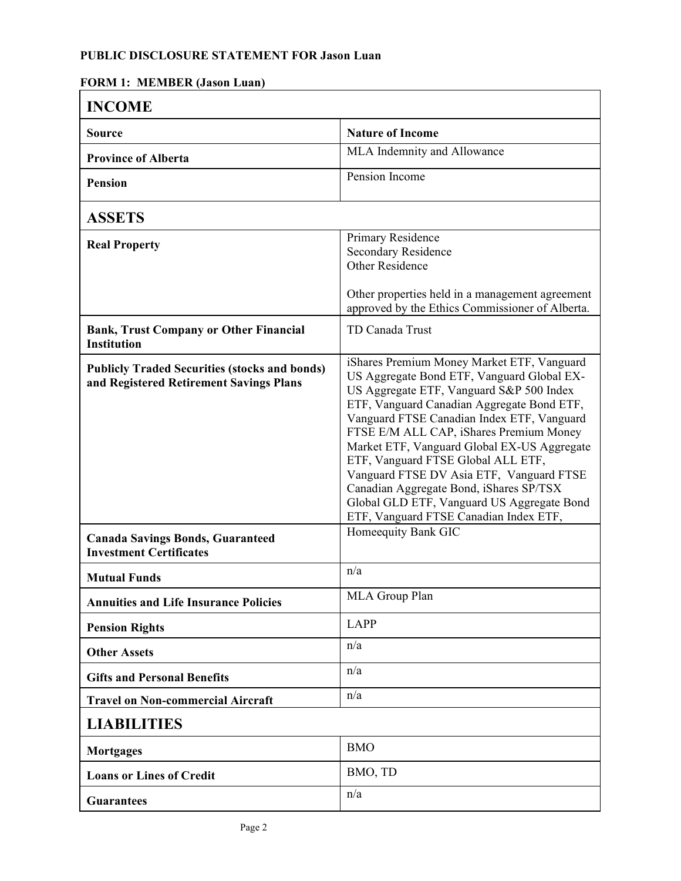**PUBLIC DISCLOSURE STATEMENT FOR Jason Luan**

**FORM 1: MEMBER (Jason Luan)**

| **INCOME** | |
|---|---|
| **Source** | **Nature of Income** |
| **Province of Alberta** | MLA Indemnity and Allowance |
| **Pension** | Pension Income |
| **ASSETS** | |
| **Real Property** | Primary Residence<br>Secondary Residence<br>Other Residence<br><br>Other properties held in a management agreement approved by the Ethics Commissioner of Alberta. |
| **Bank, Trust Company or Other Financial Institution** | TD Canada Trust |
| **Publicly Traded Securities (stocks and bonds) and Registered Retirement Savings Plans** | iShares Premium Money Market ETF, Vanguard US Aggregate Bond ETF, Vanguard Global EX-US Aggregate ETF, Vanguard S&P 500 Index ETF, Vanguard Canadian Aggregate Bond ETF, Vanguard FTSE Canadian Index ETF, Vanguard FTSE E/M ALL CAP, iShares Premium Money Market ETF, Vanguard Global EX-US Aggregate ETF, Vanguard FTSE Global ALL ETF, Vanguard FTSE DV Asia ETF, Vanguard FTSE Canadian Aggregate Bond, iShares SP/TSX Global GLD ETF, Vanguard US Aggregate Bond ETF, Vanguard FTSE Canadian Index ETF, |
| **Canada Savings Bonds, Guaranteed Investment Certificates** | Homeequity Bank GIC |
| **Mutual Funds** | n/a |
| **Annuities and Life Insurance Policies** | MLA Group Plan |
| **Pension Rights** | LAPP |
| **Other Assets** | n/a |
| **Gifts and Personal Benefits** | n/a |
| **Travel on Non-commercial Aircraft** | n/a |
| **LIABILITIES** | |
| **Mortgages** | BMO |
| **Loans or Lines of Credit** | BMO, TD |
| **Guarantees** | n/a |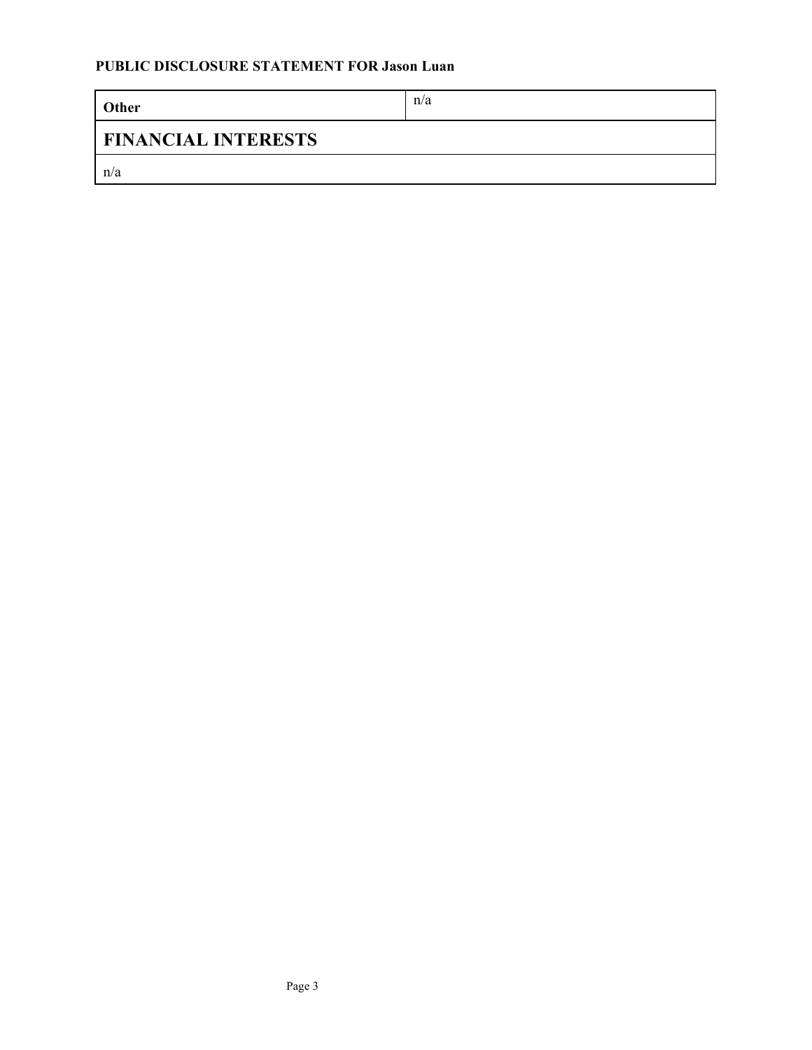**PUBLIC DISCLOSURE STATEMENT FOR Jason Luan**

| **Other** | n/a |
| --- | --- |

## FINANCIAL INTERESTS

n/a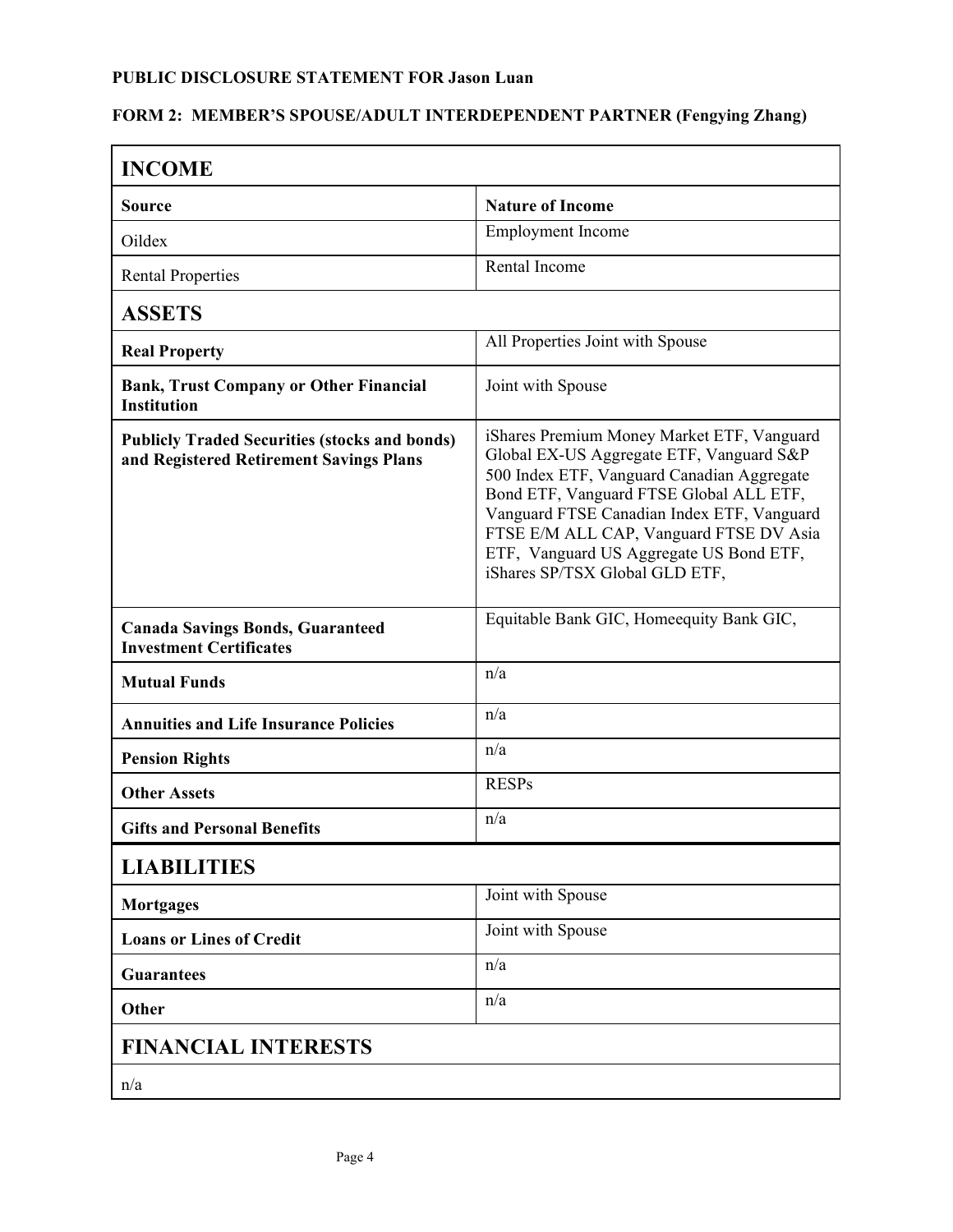**PUBLIC DISCLOSURE STATEMENT FOR Jason Luan**

**FORM 2: MEMBER'S SPOUSE/ADULT INTERDEPENDENT PARTNER (Fengying Zhang)**

## INCOME

| **Source** | **Nature of Income** |
|---|---|
| Oildex | Employment Income |
| Rental Properties | Rental Income |

## ASSETS

| | |
|---|---|
| **Real Property** | All Properties Joint with Spouse |
| **Bank, Trust Company or Other Financial Institution** | Joint with Spouse |
| **Publicly Traded Securities (stocks and bonds) and Registered Retirement Savings Plans** | iShares Premium Money Market ETF, Vanguard Global EX-US Aggregate ETF, Vanguard S&P 500 Index ETF, Vanguard Canadian Aggregate Bond ETF, Vanguard FTSE Global ALL ETF, Vanguard FTSE Canadian Index ETF, Vanguard FTSE E/M ALL CAP, Vanguard FTSE DV Asia ETF, Vanguard US Aggregate US Bond ETF, iShares SP/TSX Global GLD ETF, |
| **Canada Savings Bonds, Guaranteed Investment Certificates** | Equitable Bank GIC, Homeequity Bank GIC, |
| **Mutual Funds** | n/a |
| **Annuities and Life Insurance Policies** | n/a |
| **Pension Rights** | n/a |
| **Other Assets** | RESPs |
| **Gifts and Personal Benefits** | n/a |

## LIABILITIES

| | |
|---|---|
| **Mortgages** | Joint with Spouse |
| **Loans or Lines of Credit** | Joint with Spouse |
| **Guarantees** | n/a |
| **Other** | n/a |

## FINANCIAL INTERESTS

n/a